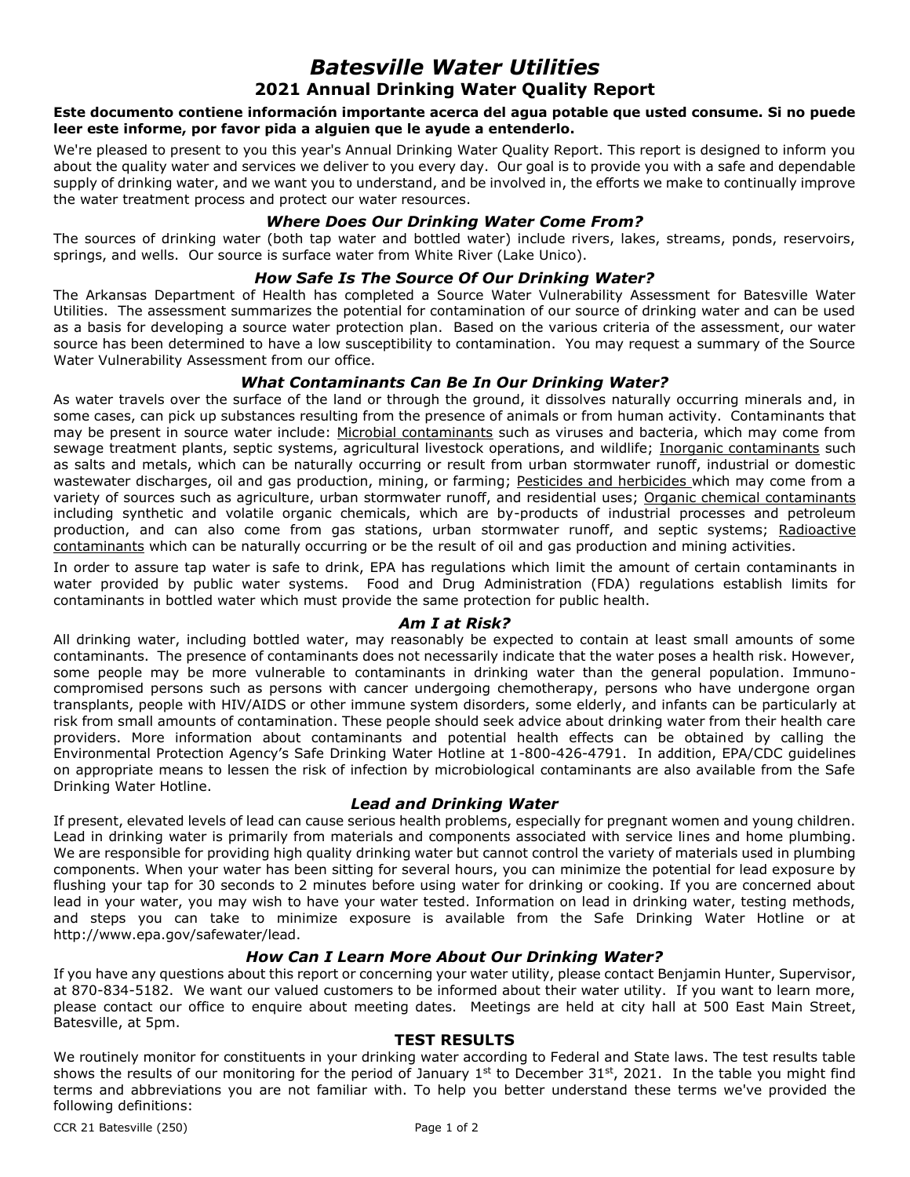# *Batesville Water Utilities*

## 2021 Annual Drinking Water Quality Report

**Este documento contiene información importante acerca del agua potable que usted consume. Si no puede leer este informe, por favor pida a alguien que le ayude a entenderlo.**

We're pleased to present to you this year's Annual Drinking Water Quality Report. This report is designed to inform you about the quality water and services we deliver to you every day. Our goal is to provide you with a safe and dependable supply of drinking water, and we want you to understand, and be involved in, the efforts we make to continually improve the water treatment process and protect our water resources.

### *Where Does Our Drinking Water Come From?*

The sources of drinking water (both tap water and bottled water) include rivers, lakes, streams, ponds, reservoirs, springs, and wells. Our source is surface water from White River (Lake Unico).

### *How Safe Is The Source Of Our Drinking Water?*

The Arkansas Department of Health has completed a Source Water Vulnerability Assessment for Batesville Water Utilities. The assessment summarizes the potential for contamination of our source of drinking water and can be used as a basis for developing a source water protection plan. Based on the various criteria of the assessment, our water source has been determined to have a low susceptibility to contamination. You may request a summary of the Source Water Vulnerability Assessment from our office.

### *What Contaminants Can Be In Our Drinking Water?*

As water travels over the surface of the land or through the ground, it dissolves naturally occurring minerals and, in some cases, can pick up substances resulting from the presence of animals or from human activity. Contaminants that may be present in source water include: Microbial contaminants such as viruses and bacteria, which may come from sewage treatment plants, septic systems, agricultural livestock operations, and wildlife; Inorganic contaminants such as salts and metals, which can be naturally occurring or result from urban stormwater runoff, industrial or domestic wastewater discharges, oil and gas production, mining, or farming; Pesticides and herbicides which may come from a variety of sources such as agriculture, urban stormwater runoff, and residential uses; Organic chemical contaminants including synthetic and volatile organic chemicals, which are by-products of industrial processes and petroleum production, and can also come from gas stations, urban stormwater runoff, and septic systems; Radioactive contaminants which can be naturally occurring or be the result of oil and gas production and mining activities.

In order to assure tap water is safe to drink, EPA has regulations which limit the amount of certain contaminants in water provided by public water systems. Food and Drug Administration (FDA) regulations establish limits for contaminants in bottled water which must provide the same protection for public health.

### *Am I at Risk?*

All drinking water, including bottled water, may reasonably be expected to contain at least small amounts of some contaminants. The presence of contaminants does not necessarily indicate that the water poses a health risk. However, some people may be more vulnerable to contaminants in drinking water than the general population. Immuno-compromised persons such as persons with cancer undergoing chemotherapy, persons who have undergone organ transplants, people with HIV/AIDS or other immune system disorders, some elderly, and infants can be particularly at risk from small amounts of contamination. These people should seek advice about drinking water from their health care providers. More information about contaminants and potential health effects can be obtained by calling the Environmental Protection Agency's Safe Drinking Water Hotline at 1-800-426-4791. In addition, EPA/CDC guidelines on appropriate means to lessen the risk of infection by microbiological contaminants are also available from the Safe Drinking Water Hotline.

### *Lead and Drinking Water*

If present, elevated levels of lead can cause serious health problems, especially for pregnant women and young children. Lead in drinking water is primarily from materials and components associated with service lines and home plumbing. We are responsible for providing high quality drinking water but cannot control the variety of materials used in plumbing components. When your water has been sitting for several hours, you can minimize the potential for lead exposure by flushing your tap for 30 seconds to 2 minutes before using water for drinking or cooking. If you are concerned about lead in your water, you may wish to have your water tested. Information on lead in drinking water, testing methods, and steps you can take to minimize exposure is available from the Safe Drinking Water Hotline or at http://www.epa.gov/safewater/lead.

### *How Can I Learn More About Our Drinking Water?*

If you have any questions about this report or concerning your water utility, please contact Benjamin Hunter, Supervisor, at 870-834-5182. We want our valued customers to be informed about their water utility. If you want to learn more, please contact our office to enquire about meeting dates. Meetings are held at city hall at 500 East Main Street, Batesville, at 5pm.

### TEST RESULTS

We routinely monitor for constituents in your drinking water according to Federal and State laws. The test results table shows the results of our monitoring for the period of January 1st to December 31st, 2021. In the table you might find terms and abbreviations you are not familiar with. To help you better understand these terms we've provided the following definitions:

CCR 21 Batesville (250)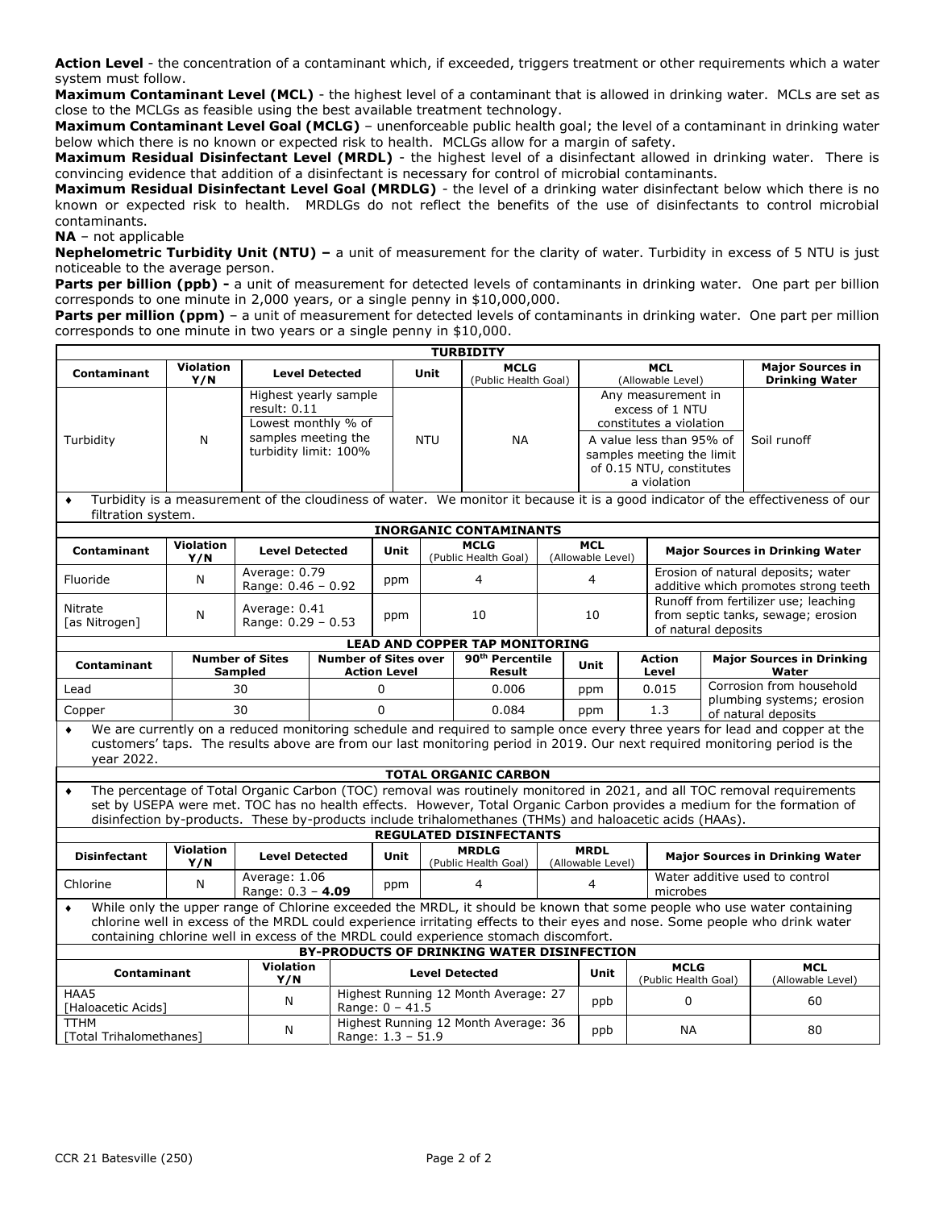**Action Level** - the concentration of a contaminant which, if exceeded, triggers treatment or other requirements which a water system must follow.

**Maximum Contaminant Level (MCL)** - the highest level of a contaminant that is allowed in drinking water. MCLs are set as close to the MCLGs as feasible using the best available treatment technology.

**Maximum Contaminant Level Goal (MCLG)** – unenforceable public health goal; the level of a contaminant in drinking water below which there is no known or expected risk to health. MCLGs allow for a margin of safety.

**Maximum Residual Disinfectant Level (MRDL)** - the highest level of a disinfectant allowed in drinking water. There is convincing evidence that addition of a disinfectant is necessary for control of microbial contaminants.

**Maximum Residual Disinfectant Level Goal (MRDLG)** - the level of a drinking water disinfectant below which there is no known or expected risk to health. MRDLGs do not reflect the benefits of the use of disinfectants to control microbial contaminants.

**NA** – not applicable

**Nephelometric Turbidity Unit (NTU) –** a unit of measurement for the clarity of water. Turbidity in excess of 5 NTU is just noticeable to the average person.

**Parts per billion (ppb) -** a unit of measurement for detected levels of contaminants in drinking water. One part per billion corresponds to one minute in 2,000 years, or a single penny in $10,000,000.

**Parts per million (ppm)** – a unit of measurement for detected levels of contaminants in drinking water. One part per million corresponds to one minute in two years or a single penny in $10,000.

**TURBIDITY**

| Contaminant | Violation Y/N | Level Detected | Unit | MCLG (Public Health Goal) | MCL (Allowable Level) | Major Sources in Drinking Water |
|---|---|---|---|---|---|---|
| Turbidity | N | Highest yearly sample result: 0.11<br>Lowest monthly % of samples meeting the turbidity limit: 100% | NTU | NA | Any measurement in excess of 1 NTU constitutes a violation<br>A value less than 95% of samples meeting the limit of 0.15 NTU, constitutes a violation | Soil runoff |

- Turbidity is a measurement of the cloudiness of water. We monitor it because it is a good indicator of the effectiveness of our filtration system.

**INORGANIC CONTAMINANTS**

| Contaminant | Violation Y/N | Level Detected | Unit | MCLG (Public Health Goal) | MCL (Allowable Level) | Major Sources in Drinking Water |
|---|---|---|---|---|---|---|
| Fluoride | N | Average: 0.79<br>Range: 0.46 – 0.92 | ppm | 4 | 4 | Erosion of natural deposits; water additive which promotes strong teeth |
| Nitrate [as Nitrogen] | N | Average: 0.41<br>Range: 0.29 – 0.53 | ppm | 10 | 10 | Runoff from fertilizer use; leaching from septic tanks, sewage; erosion of natural deposits |

**LEAD AND COPPER TAP MONITORING**

| Contaminant | Number of Sites Sampled | Number of Sites over Action Level | 90th Percentile Result | Unit | Action Level | Major Sources in Drinking Water |
|---|---|---|---|---|---|---|
| Lead | 30 | 0 | 0.006 | ppm | 0.015 | Corrosion from household plumbing systems; erosion of natural deposits |
| Copper | 30 | 0 | 0.084 | ppm | 1.3 | |

- We are currently on a reduced monitoring schedule and required to sample once every three years for lead and copper at the customers' taps. The results above are from our last monitoring period in 2019. Our next required monitoring period is the year 2022.

**TOTAL ORGANIC CARBON**

- The percentage of Total Organic Carbon (TOC) removal was routinely monitored in 2021, and all TOC removal requirements set by USEPA were met. TOC has no health effects. However, Total Organic Carbon provides a medium for the formation of disinfection by-products. These by-products include trihalomethanes (THMs) and haloacetic acids (HAAs).

**REGULATED DISINFECTANTS**

| Disinfectant | Violation Y/N | Level Detected | Unit | MRDLG (Public Health Goal) | MRDL (Allowable Level) | Major Sources in Drinking Water |
|---|---|---|---|---|---|---|
| Chlorine | N | Average: 1.06<br>Range: 0.3 – **4.09** | ppm | 4 | 4 | Water additive used to control microbes |

- While only the upper range of Chlorine exceeded the MRDL, it should be known that some people who use water containing chlorine well in excess of the MRDL could experience irritating effects to their eyes and nose. Some people who drink water containing chlorine well in excess of the MRDL could experience stomach discomfort.

**BY-PRODUCTS OF DRINKING WATER DISINFECTION**

| Contaminant | Violation Y/N | Level Detected | Unit | MCLG (Public Health Goal) | MCL (Allowable Level) |
|---|---|---|---|---|---|
| HAA5 [Haloacetic Acids] | N | Highest Running 12 Month Average: 27<br>Range: 0 – 41.5 | ppb | 0 | 60 |
| TTHM [Total Trihalomethanes] | N | Highest Running 12 Month Average: 36<br>Range: 1.3 – 51.9 | ppb | NA | 80 |